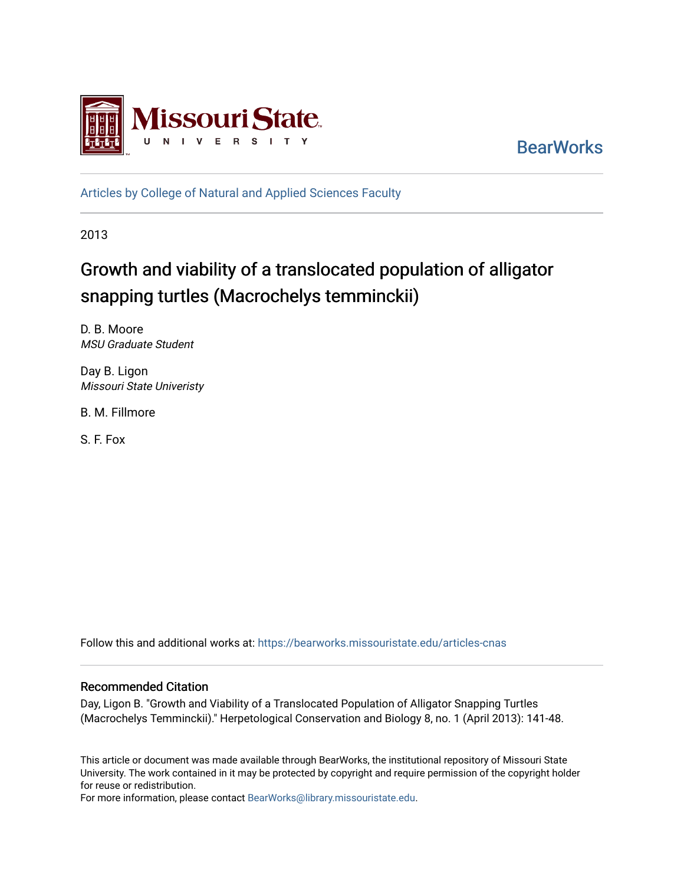Missouri State University

BearWorks

Articles by College of Natural and Applied Sciences Faculty

2013

# Growth and viability of a translocated population of alligator snapping turtles (Macrochelys temminckii)

D. B. Moore
*MSU Graduate Student*

Day B. Ligon
*Missouri State Univeristy*

B. M. Fillmore

S. F. Fox

Follow this and additional works at: https://bearworks.missouristate.edu/articles-cnas

## Recommended Citation

Day, Ligon B. "Growth and Viability of a Translocated Population of Alligator Snapping Turtles (Macrochelys Temminckii)." Herpetological Conservation and Biology 8, no. 1 (April 2013): 141-48.

This article or document was made available through BearWorks, the institutional repository of Missouri State University. The work contained in it may be protected by copyright and require permission of the copyright holder for reuse or redistribution.
For more information, please contact BearWorks@library.missouristate.edu.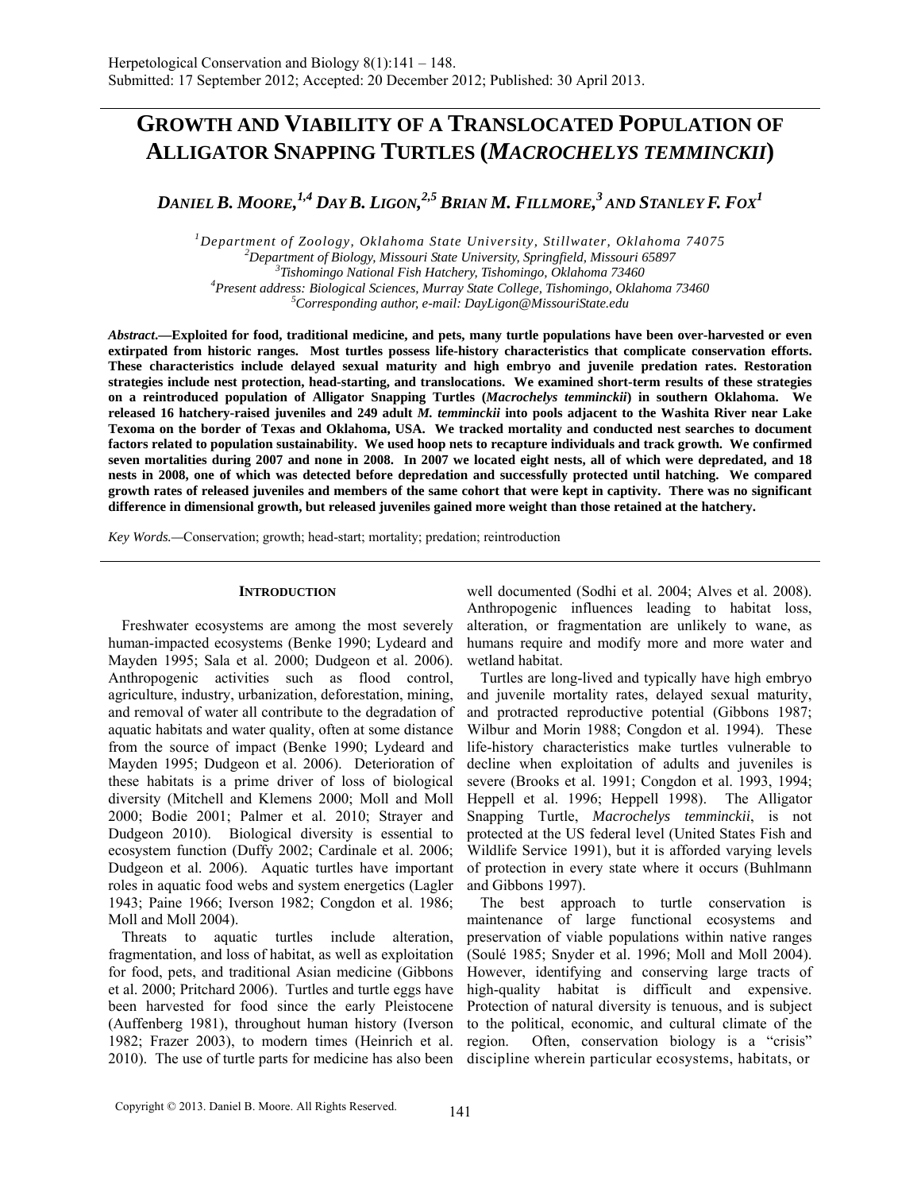# GROWTH AND VIABILITY OF A TRANSLOCATED POPULATION OF ALLIGATOR SNAPPING TURTLES (*MACROCHELYS TEMMINCKII*)

***DANIEL B. MOORE,[1,4] DAY B. LIGON,[2,5] BRIAN M. FILLMORE,[3] AND STANLEY F. FOX[1]***

[1]*Department of Zoology, Oklahoma State University, Stillwater, Oklahoma 74075*
[2]*Department of Biology, Missouri State University, Springfield, Missouri 65897*
[3]*Tishomingo National Fish Hatchery, Tishomingo, Oklahoma 73460*
[4]*Present address: Biological Sciences, Murray State College, Tishomingo, Oklahoma 73460*
[5]*Corresponding author, e-mail: DayLigon@MissouriState.edu*

***Abstract*.—Exploited for food, traditional medicine, and pets, many turtle populations have been over-harvested or even extirpated from historic ranges. Most turtles possess life-history characteristics that complicate conservation efforts. These characteristics include delayed sexual maturity and high embryo and juvenile predation rates. Restoration strategies include nest protection, head-starting, and translocations. We examined short-term results of these strategies on a reintroduced population of Alligator Snapping Turtles (*Macrochelys temminckii*) in southern Oklahoma. We released 16 hatchery-raised juveniles and 249 adult *M. temminckii* into pools adjacent to the Washita River near Lake Texoma on the border of Texas and Oklahoma, USA. We tracked mortality and conducted nest searches to document factors related to population sustainability. We used hoop nets to recapture individuals and track growth. We confirmed seven mortalities during 2007 and none in 2008. In 2007 we located eight nests, all of which were depredated, and 18 nests in 2008, one of which was detected before depredation and successfully protected until hatching. We compared growth rates of released juveniles and members of the same cohort that were kept in captivity. There was no significant difference in dimensional growth, but released juveniles gained more weight than those retained at the hatchery.**

*Key Words.*—Conservation; growth; head-start; mortality; predation; reintroduction

## INTRODUCTION

Freshwater ecosystems are among the most severely human-impacted ecosystems (Benke 1990; Lydeard and Mayden 1995; Sala et al. 2000; Dudgeon et al. 2006). Anthropogenic activities such as flood control, agriculture, industry, urbanization, deforestation, mining, and removal of water all contribute to the degradation of aquatic habitats and water quality, often at some distance from the source of impact (Benke 1990; Lydeard and Mayden 1995; Dudgeon et al. 2006). Deterioration of these habitats is a prime driver of loss of biological diversity (Mitchell and Klemens 2000; Moll and Moll 2000; Bodie 2001; Palmer et al. 2010; Strayer and Dudgeon 2010). Biological diversity is essential to ecosystem function (Duffy 2002; Cardinale et al. 2006; Dudgeon et al. 2006). Aquatic turtles have important roles in aquatic food webs and system energetics (Lagler 1943; Paine 1966; Iverson 1982; Congdon et al. 1986; Moll and Moll 2004).

Threats to aquatic turtles include alteration, fragmentation, and loss of habitat, as well as exploitation for food, pets, and traditional Asian medicine (Gibbons et al. 2000; Pritchard 2006). Turtles and turtle eggs have been harvested for food since the early Pleistocene (Auffenberg 1981), throughout human history (Iverson 1982; Frazer 2003), to modern times (Heinrich et al. 2010). The use of turtle parts for medicine has also been well documented (Sodhi et al. 2004; Alves et al. 2008). Anthropogenic influences leading to habitat loss, alteration, or fragmentation are unlikely to wane, as humans require and modify more and more water and wetland habitat.

Turtles are long-lived and typically have high embryo and juvenile mortality rates, delayed sexual maturity, and protracted reproductive potential (Gibbons 1987; Wilbur and Morin 1988; Congdon et al. 1994). These life-history characteristics make turtles vulnerable to decline when exploitation of adults and juveniles is severe (Brooks et al. 1991; Congdon et al. 1993, 1994; Heppell et al. 1996; Heppell 1998). The Alligator Snapping Turtle, *Macrochelys temminckii*, is not protected at the US federal level (United States Fish and Wildlife Service 1991), but it is afforded varying levels of protection in every state where it occurs (Buhlmann and Gibbons 1997).

The best approach to turtle conservation is maintenance of large functional ecosystems and preservation of viable populations within native ranges (Soulé 1985; Snyder et al. 1996; Moll and Moll 2004). However, identifying and conserving large tracts of high-quality habitat is difficult and expensive. Protection of natural diversity is tenuous, and is subject to the political, economic, and cultural climate of the region. Often, conservation biology is a "crisis" discipline wherein particular ecosystems, habitats, or

Copyright © 2013. Daniel B. Moore. All Rights Reserved.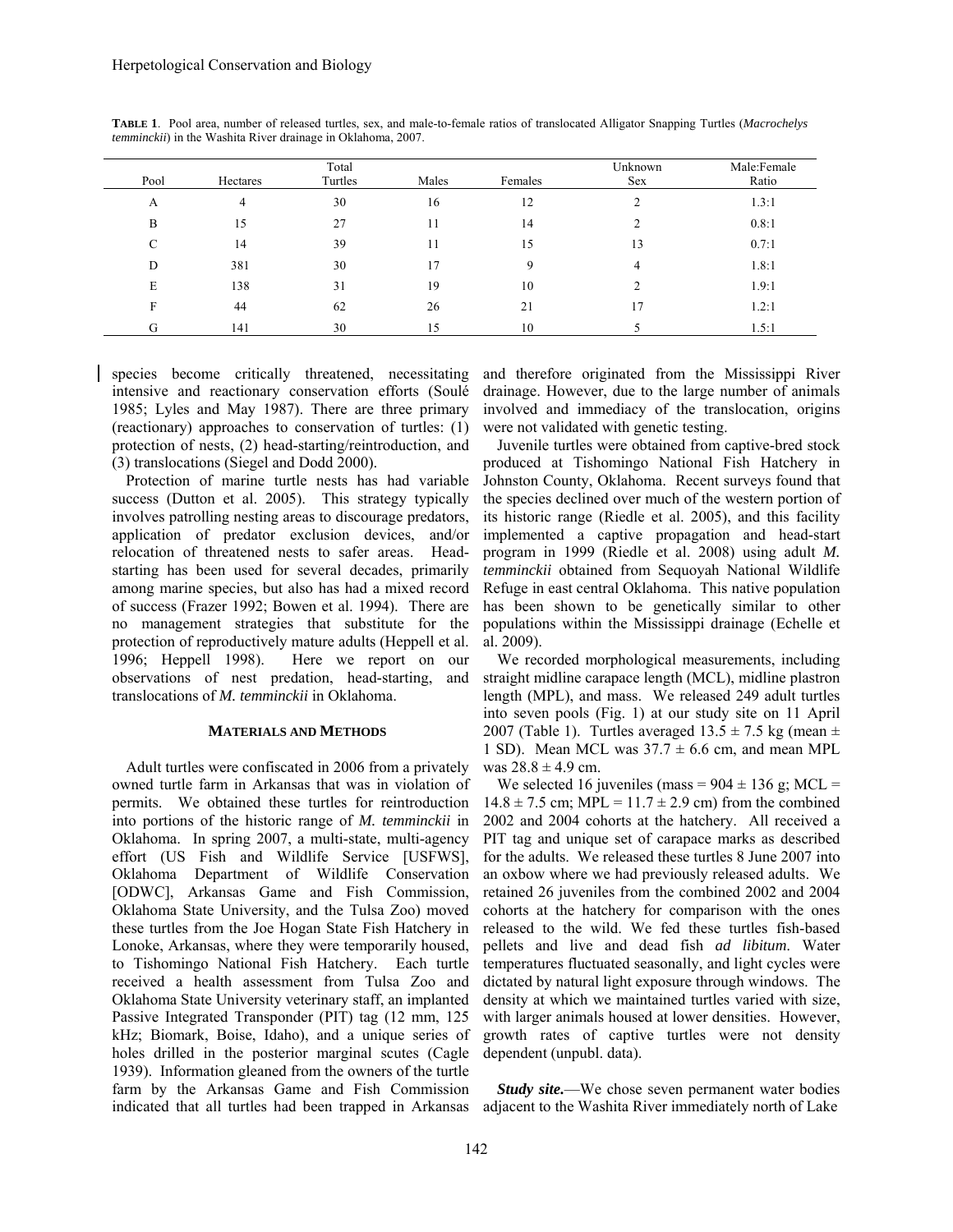**TABLE 1**. Pool area, number of released turtles, sex, and male-to-female ratios of translocated Alligator Snapping Turtles (*Macrochelys temminckii*) in the Washita River drainage in Oklahoma, 2007.

| Pool | Hectares | Total Turtles | Males | Females | Unknown Sex | Male:Female Ratio |
|---|---|---|---|---|---|---|
| A | 4 | 30 | 16 | 12 | 2 | 1.3:1 |
| B | 15 | 27 | 11 | 14 | 2 | 0.8:1 |
| C | 14 | 39 | 11 | 15 | 13 | 0.7:1 |
| D | 381 | 30 | 17 | 9 | 4 | 1.8:1 |
| E | 138 | 31 | 19 | 10 | 2 | 1.9:1 |
| F | 44 | 62 | 26 | 21 | 17 | 1.2:1 |
| G | 141 | 30 | 15 | 10 | 5 | 1.5:1 |

species become critically threatened, necessitating intensive and reactionary conservation efforts (Soulé 1985; Lyles and May 1987). There are three primary (reactionary) approaches to conservation of turtles: (1) protection of nests, (2) head-starting/reintroduction, and (3) translocations (Siegel and Dodd 2000).

Protection of marine turtle nests has had variable success (Dutton et al. 2005). This strategy typically involves patrolling nesting areas to discourage predators, application of predator exclusion devices, and/or relocation of threatened nests to safer areas. Head-starting has been used for several decades, primarily among marine species, but also has had a mixed record of success (Frazer 1992; Bowen et al. 1994). There are no management strategies that substitute for the protection of reproductively mature adults (Heppell et al. 1996; Heppell 1998). Here we report on our observations of nest predation, head-starting, and translocations of *M. temminckii* in Oklahoma.

## MATERIALS AND METHODS

Adult turtles were confiscated in 2006 from a privately owned turtle farm in Arkansas that was in violation of permits. We obtained these turtles for reintroduction into portions of the historic range of *M. temminckii* in Oklahoma. In spring 2007, a multi-state, multi-agency effort (US Fish and Wildlife Service [USFWS], Oklahoma Department of Wildlife Conservation [ODWC], Arkansas Game and Fish Commission, Oklahoma State University, and the Tulsa Zoo) moved these turtles from the Joe Hogan State Fish Hatchery in Lonoke, Arkansas, where they were temporarily housed, to Tishomingo National Fish Hatchery. Each turtle received a health assessment from Tulsa Zoo and Oklahoma State University veterinary staff, an implanted Passive Integrated Transponder (PIT) tag (12 mm, 125 kHz; Biomark, Boise, Idaho), and a unique series of holes drilled in the posterior marginal scutes (Cagle 1939). Information gleaned from the owners of the turtle farm by the Arkansas Game and Fish Commission indicated that all turtles had been trapped in Arkansas and therefore originated from the Mississippi River drainage. However, due to the large number of animals involved and immediacy of the translocation, origins were not validated with genetic testing.

Juvenile turtles were obtained from captive-bred stock produced at Tishomingo National Fish Hatchery in Johnston County, Oklahoma. Recent surveys found that the species declined over much of the western portion of its historic range (Riedle et al. 2005), and this facility implemented a captive propagation and head-start program in 1999 (Riedle et al. 2008) using adult *M. temminckii* obtained from Sequoyah National Wildlife Refuge in east central Oklahoma. This native population has been shown to be genetically similar to other populations within the Mississippi drainage (Echelle et al. 2009).

We recorded morphological measurements, including straight midline carapace length (MCL), midline plastron length (MPL), and mass. We released 249 adult turtles into seven pools (Fig. 1) at our study site on 11 April 2007 (Table 1). Turtles averaged $13.5 \pm 7.5$ kg (mean $\pm$ 1 SD). Mean MCL was $37.7 \pm 6.6$ cm, and mean MPL was $28.8 \pm 4.9$ cm.

We selected 16 juveniles (mass = $904 \pm 136$ g; MCL = $14.8 \pm 7.5$ cm; MPL = $11.7 \pm 2.9$ cm) from the combined 2002 and 2004 cohorts at the hatchery. All received a PIT tag and unique set of carapace marks as described for the adults. We released these turtles 8 June 2007 into an oxbow where we had previously released adults. We retained 26 juveniles from the combined 2002 and 2004 cohorts at the hatchery for comparison with the ones released to the wild. We fed these turtles fish-based pellets and live and dead fish *ad libitum*. Water temperatures fluctuated seasonally, and light cycles were dictated by natural light exposure through windows. The density at which we maintained turtles varied with size, with larger animals housed at lower densities. However, growth rates of captive turtles were not density dependent (unpubl. data).

***Study site.***—We chose seven permanent water bodies adjacent to the Washita River immediately north of Lake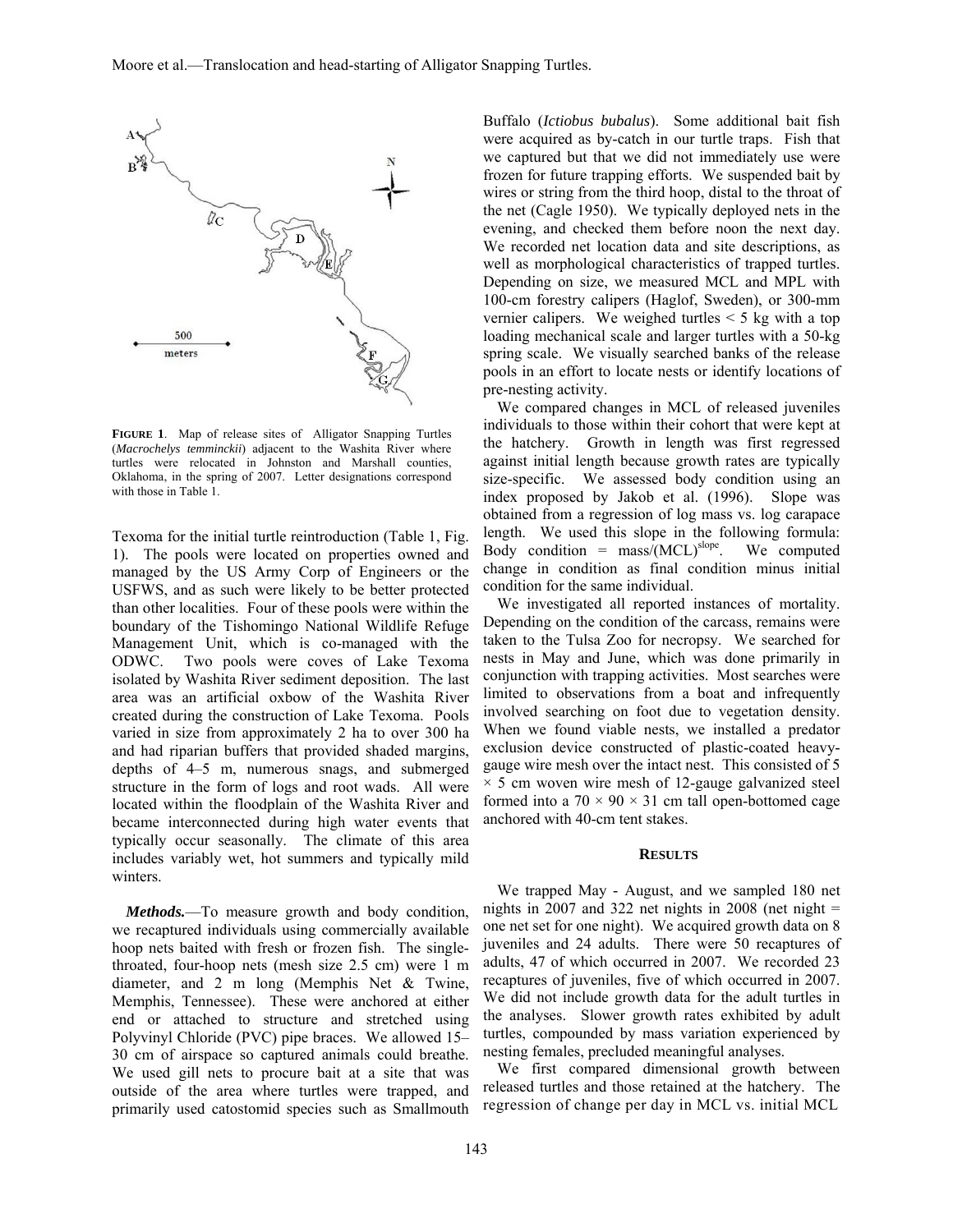**FIGURE 1**. Map of release sites of Alligator Snapping Turtles (*Macrochelys temminckii*) adjacent to the Washita River where turtles were relocated in Johnston and Marshall counties, Oklahoma, in the spring of 2007. Letter designations correspond with those in Table 1.

Texoma for the initial turtle reintroduction (Table 1, Fig. 1). The pools were located on properties owned and managed by the US Army Corp of Engineers or the USFWS, and as such were likely to be better protected than other localities. Four of these pools were within the boundary of the Tishomingo National Wildlife Refuge Management Unit, which is co-managed with the ODWC. Two pools were coves of Lake Texoma isolated by Washita River sediment deposition. The last area was an artificial oxbow of the Washita River created during the construction of Lake Texoma. Pools varied in size from approximately 2 ha to over 300 ha and had riparian buffers that provided shaded margins, depths of 4–5 m, numerous snags, and submerged structure in the form of logs and root wads. All were located within the floodplain of the Washita River and became interconnected during high water events that typically occur seasonally. The climate of this area includes variably wet, hot summers and typically mild winters.

***Methods.***—To measure growth and body condition, we recaptured individuals using commercially available hoop nets baited with fresh or frozen fish. The single-throated, four-hoop nets (mesh size 2.5 cm) were 1 m diameter, and 2 m long (Memphis Net & Twine, Memphis, Tennessee). These were anchored at either end or attached to structure and stretched using Polyvinyl Chloride (PVC) pipe braces. We allowed 15–30 cm of airspace so captured animals could breathe. We used gill nets to procure bait at a site that was outside of the area where turtles were trapped, and primarily used catostomid species such as Smallmouth Buffalo (*Ictiobus bubalus*). Some additional bait fish were acquired as by-catch in our turtle traps. Fish that we captured but that we did not immediately use were frozen for future trapping efforts. We suspended bait by wires or string from the third hoop, distal to the throat of the net (Cagle 1950). We typically deployed nets in the evening, and checked them before noon the next day. We recorded net location data and site descriptions, as well as morphological characteristics of trapped turtles. Depending on size, we measured MCL and MPL with 100-cm forestry calipers (Haglof, Sweden), or 300-mm vernier calipers. We weighed turtles < 5 kg with a top loading mechanical scale and larger turtles with a 50-kg spring scale. We visually searched banks of the release pools in an effort to locate nests or identify locations of pre-nesting activity.

We compared changes in MCL of released juveniles individuals to those within their cohort that were kept at the hatchery. Growth in length was first regressed against initial length because growth rates are typically size-specific. We assessed body condition using an index proposed by Jakob et al. (1996). Slope was obtained from a regression of log mass vs. log carapace length. We used this slope in the following formula: Body condition = mass/(MCL)$^{slope}$. We computed change in condition as final condition minus initial condition for the same individual.

We investigated all reported instances of mortality. Depending on the condition of the carcass, remains were taken to the Tulsa Zoo for necropsy. We searched for nests in May and June, which was done primarily in conjunction with trapping activities. Most searches were limited to observations from a boat and infrequently involved searching on foot due to vegetation density. When we found viable nests, we installed a predator exclusion device constructed of plastic-coated heavy-gauge wire mesh over the intact nest. This consisted of 5 × 5 cm woven wire mesh of 12-gauge galvanized steel formed into a 70 × 90 × 31 cm tall open-bottomed cage anchored with 40-cm tent stakes.

## RESULTS

We trapped May - August, and we sampled 180 net nights in 2007 and 322 net nights in 2008 (net night = one net set for one night). We acquired growth data on 8 juveniles and 24 adults. There were 50 recaptures of adults, 47 of which occurred in 2007. We recorded 23 recaptures of juveniles, five of which occurred in 2007. We did not include growth data for the adult turtles in the analyses. Slower growth rates exhibited by adult turtles, compounded by mass variation experienced by nesting females, precluded meaningful analyses.

We first compared dimensional growth between released turtles and those retained at the hatchery. The regression of change per day in MCL vs. initial MCL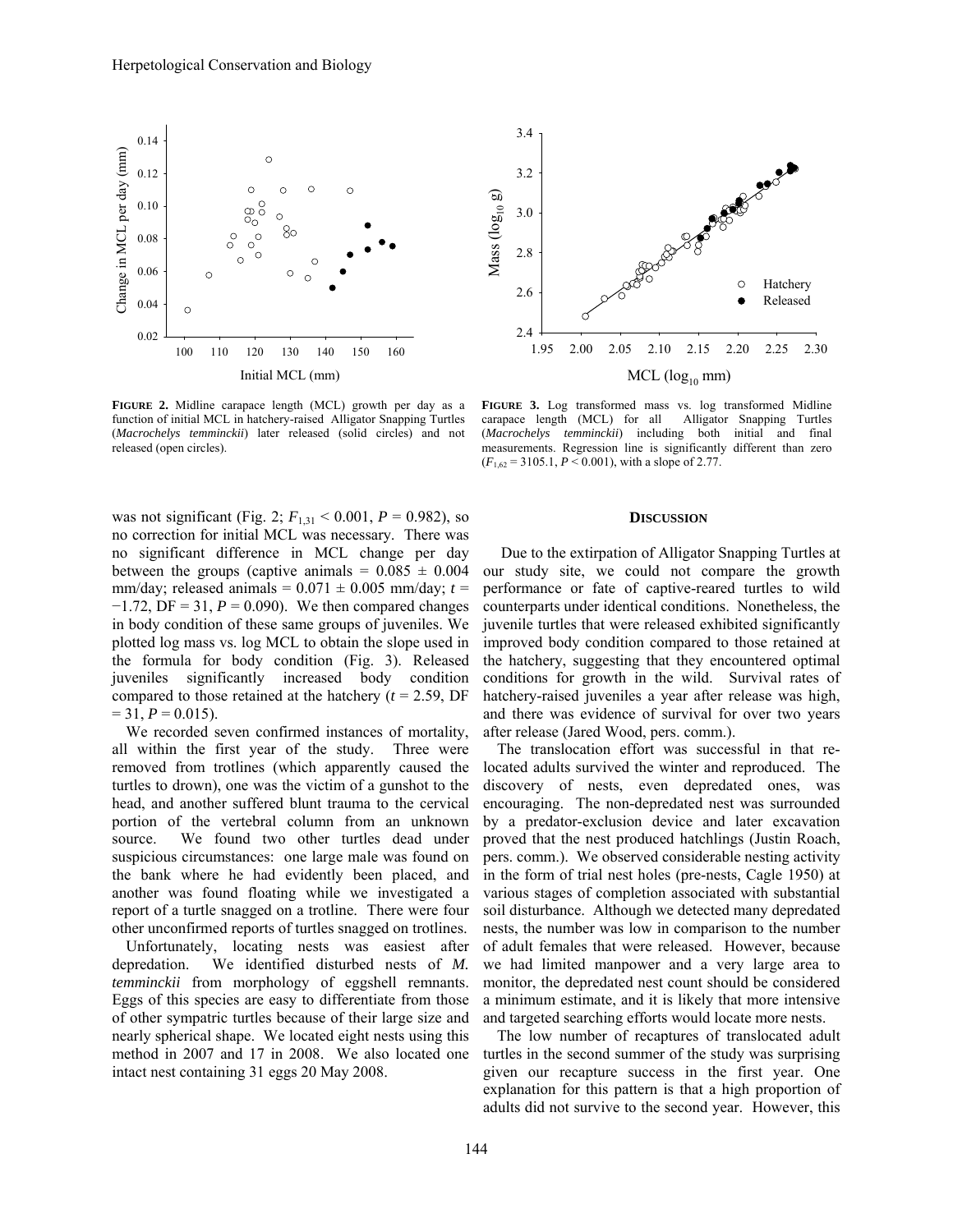**FIGURE 2.** Midline carapace length (MCL) growth per day as a function of initial MCL in hatchery-raised Alligator Snapping Turtles (*Macrochelys temminckii*) later released (solid circles) and not released (open circles).

**FIGURE 3.** Log transformed mass vs. log transformed Midline carapace length (MCL) for all Alligator Snapping Turtles (*Macrochelys temminckii*) including both initial and final measurements. Regression line is significantly different than zero ($F_{1,62}$ = 3105.1, $P$ < 0.001), with a slope of 2.77.

was not significant (Fig. 2; $F_{1,31}$ < 0.001, $P$ = 0.982), so no correction for initial MCL was necessary. There was no significant difference in MCL change per day between the groups (captive animals = 0.085 ± 0.004 mm/day; released animals = 0.071 ± 0.005 mm/day; $t$ = −1.72, DF = 31, $P$ = 0.090). We then compared changes in body condition of these same groups of juveniles. We plotted log mass vs. log MCL to obtain the slope used in the formula for body condition (Fig. 3). Released juveniles significantly increased body condition compared to those retained at the hatchery ($t$ = 2.59, DF = 31, $P$ = 0.015).

We recorded seven confirmed instances of mortality, all within the first year of the study. Three were removed from trotlines (which apparently caused the turtles to drown), one was the victim of a gunshot to the head, and another suffered blunt trauma to the cervical portion of the vertebral column from an unknown source. We found two other turtles dead under suspicious circumstances: one large male was found on the bank where he had evidently been placed, and another was found floating while we investigated a report of a turtle snagged on a trotline. There were four other unconfirmed reports of turtles snagged on trotlines.

Unfortunately, locating nests was easiest after depredation. We identified disturbed nests of *M. temminckii* from morphology of eggshell remnants. Eggs of this species are easy to differentiate from those of other sympatric turtles because of their large size and nearly spherical shape. We located eight nests using this method in 2007 and 17 in 2008. We also located one intact nest containing 31 eggs 20 May 2008.

## DISCUSSION

Due to the extirpation of Alligator Snapping Turtles at our study site, we could not compare the growth performance or fate of captive-reared turtles to wild counterparts under identical conditions. Nonetheless, the juvenile turtles that were released exhibited significantly improved body condition compared to those retained at the hatchery, suggesting that they encountered optimal conditions for growth in the wild. Survival rates of hatchery-raised juveniles a year after release was high, and there was evidence of survival for over two years after release (Jared Wood, pers. comm.).

The translocation effort was successful in that re-located adults survived the winter and reproduced. The discovery of nests, even depredated ones, was encouraging. The non-depredated nest was surrounded by a predator-exclusion device and later excavation proved that the nest produced hatchlings (Justin Roach, pers. comm.). We observed considerable nesting activity in the form of trial nest holes (pre-nests, Cagle 1950) at various stages of completion associated with substantial soil disturbance. Although we detected many depredated nests, the number was low in comparison to the number of adult females that were released. However, because we had limited manpower and a very large area to monitor, the depredated nest count should be considered a minimum estimate, and it is likely that more intensive and targeted searching efforts would locate more nests.

The low number of recaptures of translocated adult turtles in the second summer of the study was surprising given our recapture success in the first year. One explanation for this pattern is that a high proportion of adults did not survive to the second year. However, this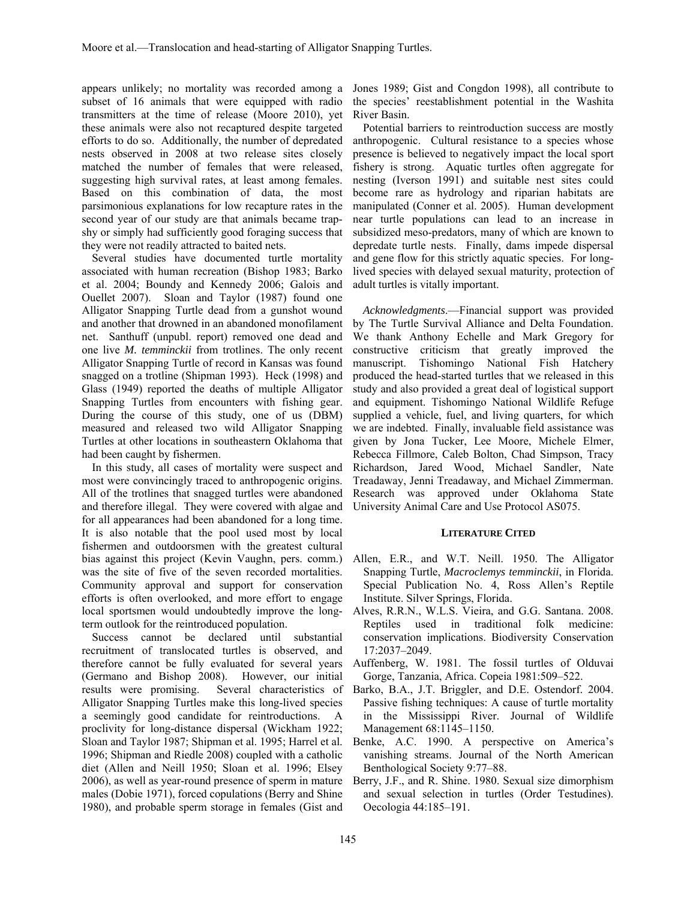appears unlikely; no mortality was recorded among a subset of 16 animals that were equipped with radio transmitters at the time of release (Moore 2010), yet these animals were also not recaptured despite targeted efforts to do so. Additionally, the number of depredated nests observed in 2008 at two release sites closely matched the number of females that were released, suggesting high survival rates, at least among females. Based on this combination of data, the most parsimonious explanations for low recapture rates in the second year of our study are that animals became trap-shy or simply had sufficiently good foraging success that they were not readily attracted to baited nets.

Several studies have documented turtle mortality associated with human recreation (Bishop 1983; Barko et al. 2004; Boundy and Kennedy 2006; Galois and Ouellet 2007). Sloan and Taylor (1987) found one Alligator Snapping Turtle dead from a gunshot wound and another that drowned in an abandoned monofilament net. Santhuff (unpubl. report) removed one dead and one live *M. temminckii* from trotlines. The only recent Alligator Snapping Turtle of record in Kansas was found snagged on a trotline (Shipman 1993). Heck (1998) and Glass (1949) reported the deaths of multiple Alligator Snapping Turtles from encounters with fishing gear. During the course of this study, one of us (DBM) measured and released two wild Alligator Snapping Turtles at other locations in southeastern Oklahoma that had been caught by fishermen.

In this study, all cases of mortality were suspect and most were convincingly traced to anthropogenic origins. All of the trotlines that snagged turtles were abandoned and therefore illegal. They were covered with algae and for all appearances had been abandoned for a long time. It is also notable that the pool used most by local fishermen and outdoorsmen with the greatest cultural bias against this project (Kevin Vaughn, pers. comm.) was the site of five of the seven recorded mortalities. Community approval and support for conservation efforts is often overlooked, and more effort to engage local sportsmen would undoubtedly improve the long-term outlook for the reintroduced population.

Success cannot be declared until substantial recruitment of translocated turtles is observed, and therefore cannot be fully evaluated for several years (Germano and Bishop 2008). However, our initial results were promising. Several characteristics of Alligator Snapping Turtles make this long-lived species a seemingly good candidate for reintroductions. A proclivity for long-distance dispersal (Wickham 1922; Sloan and Taylor 1987; Shipman et al. 1995; Harrel et al. 1996; Shipman and Riedle 2008) coupled with a catholic diet (Allen and Neill 1950; Sloan et al. 1996; Elsey 2006), as well as year-round presence of sperm in mature males (Dobie 1971), forced copulations (Berry and Shine 1980), and probable sperm storage in females (Gist and Jones 1989; Gist and Congdon 1998), all contribute to the species' reestablishment potential in the Washita River Basin.

Potential barriers to reintroduction success are mostly anthropogenic. Cultural resistance to a species whose presence is believed to negatively impact the local sport fishery is strong. Aquatic turtles often aggregate for nesting (Iverson 1991) and suitable nest sites could become rare as hydrology and riparian habitats are manipulated (Conner et al. 2005). Human development near turtle populations can lead to an increase in subsidized meso-predators, many of which are known to depredate turtle nests. Finally, dams impede dispersal and gene flow for this strictly aquatic species. For long-lived species with delayed sexual maturity, protection of adult turtles is vitally important.

*Acknowledgments*.—Financial support was provided by The Turtle Survival Alliance and Delta Foundation. We thank Anthony Echelle and Mark Gregory for constructive criticism that greatly improved the manuscript. Tishomingo National Fish Hatchery produced the head-started turtles that we released in this study and also provided a great deal of logistical support and equipment. Tishomingo National Wildlife Refuge supplied a vehicle, fuel, and living quarters, for which we are indebted. Finally, invaluable field assistance was given by Jona Tucker, Lee Moore, Michele Elmer, Rebecca Fillmore, Caleb Bolton, Chad Simpson, Tracy Richardson, Jared Wood, Michael Sandler, Nate Treadaway, Jenni Treadaway, and Michael Zimmerman. Research was approved under Oklahoma State University Animal Care and Use Protocol AS075.

## LITERATURE CITED

Allen, E.R., and W.T. Neill. 1950. The Alligator Snapping Turtle, *Macroclemys temminckii*, in Florida. Special Publication No. 4, Ross Allen's Reptile Institute. Silver Springs, Florida.

Alves, R.R.N., W.L.S. Vieira, and G.G. Santana. 2008. Reptiles used in traditional folk medicine: conservation implications. Biodiversity Conservation 17:2037–2049.

Auffenberg, W. 1981. The fossil turtles of Olduvai Gorge, Tanzania, Africa. Copeia 1981:509–522.

Barko, B.A., J.T. Briggler, and D.E. Ostendorf. 2004. Passive fishing techniques: A cause of turtle mortality in the Mississippi River. Journal of Wildlife Management 68:1145–1150.

Benke, A.C. 1990. A perspective on America's vanishing streams. Journal of the North American Benthological Society 9:77–88.

Berry, J.F., and R. Shine. 1980. Sexual size dimorphism and sexual selection in turtles (Order Testudines). Oecologia 44:185–191.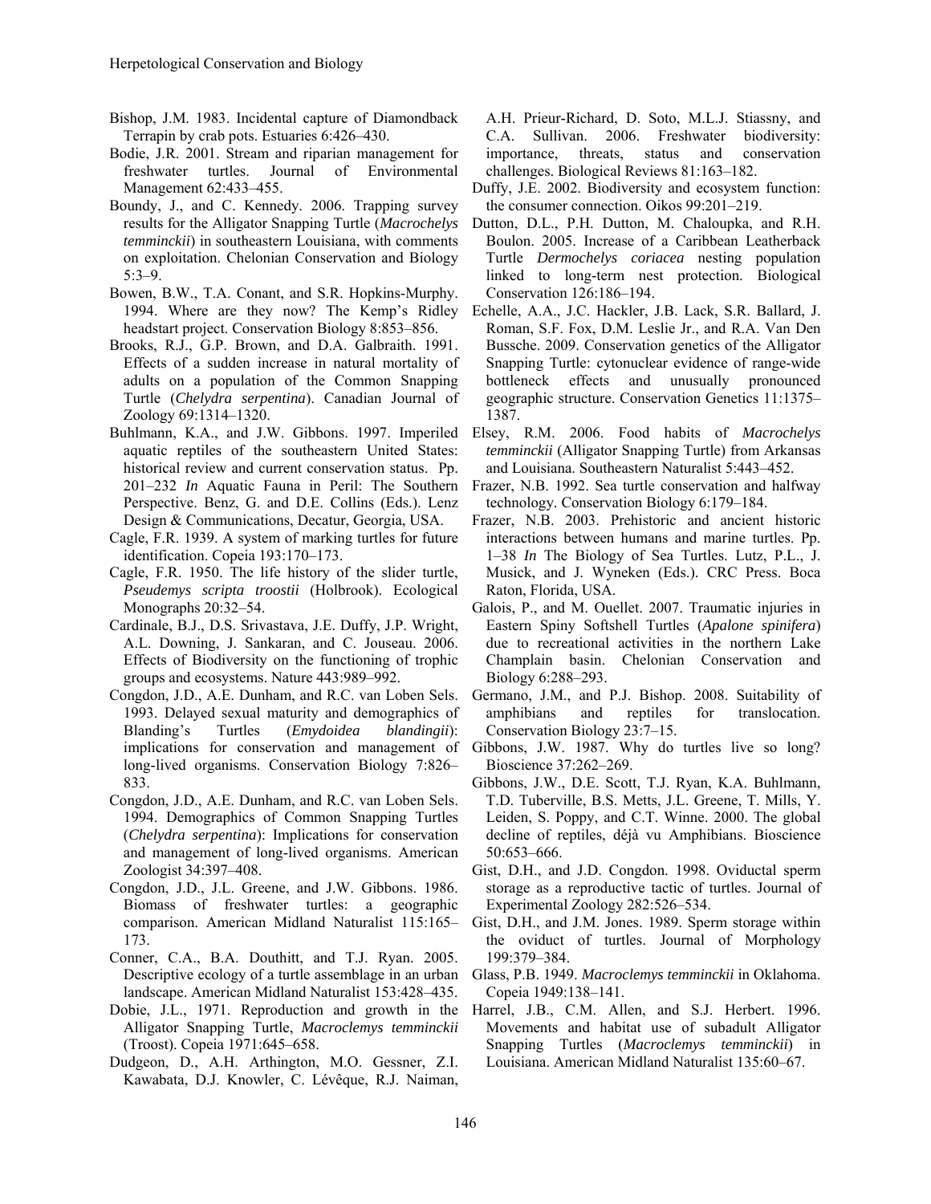Bishop, J.M. 1983. Incidental capture of Diamondback Terrapin by crab pots. Estuaries 6:426–430.

Bodie, J.R. 2001. Stream and riparian management for freshwater turtles. Journal of Environmental Management 62:433–455.

Boundy, J., and C. Kennedy. 2006. Trapping survey results for the Alligator Snapping Turtle (*Macrochelys temminckii*) in southeastern Louisiana, with comments on exploitation. Chelonian Conservation and Biology 5:3–9.

Bowen, B.W., T.A. Conant, and S.R. Hopkins-Murphy. 1994. Where are they now? The Kemp's Ridley headstart project. Conservation Biology 8:853–856.

Brooks, R.J., G.P. Brown, and D.A. Galbraith. 1991. Effects of a sudden increase in natural mortality of adults on a population of the Common Snapping Turtle (*Chelydra serpentina*). Canadian Journal of Zoology 69:1314–1320.

Buhlmann, K.A., and J.W. Gibbons. 1997. Imperiled aquatic reptiles of the southeastern United States: historical review and current conservation status. Pp. 201–232 *In* Aquatic Fauna in Peril: The Southern Perspective. Benz, G. and D.E. Collins (Eds.). Lenz Design & Communications, Decatur, Georgia, USA.

Cagle, F.R. 1939. A system of marking turtles for future identification. Copeia 193:170–173.

Cagle, F.R. 1950. The life history of the slider turtle, *Pseudemys scripta troostii* (Holbrook). Ecological Monographs 20:32–54.

Cardinale, B.J., D.S. Srivastava, J.E. Duffy, J.P. Wright, A.L. Downing, J. Sankaran, and C. Jouseau. 2006. Effects of Biodiversity on the functioning of trophic groups and ecosystems. Nature 443:989–992.

Congdon, J.D., A.E. Dunham, and R.C. van Loben Sels. 1993. Delayed sexual maturity and demographics of Blanding's Turtles (*Emydoidea blandingii*): implications for conservation and management of long-lived organisms. Conservation Biology 7:826–833.

Congdon, J.D., A.E. Dunham, and R.C. van Loben Sels. 1994. Demographics of Common Snapping Turtles (*Chelydra serpentina*): Implications for conservation and management of long-lived organisms. American Zoologist 34:397–408.

Congdon, J.D., J.L. Greene, and J.W. Gibbons. 1986. Biomass of freshwater turtles: a geographic comparison. American Midland Naturalist 115:165–173.

Conner, C.A., B.A. Douthitt, and T.J. Ryan. 2005. Descriptive ecology of a turtle assemblage in an urban landscape. American Midland Naturalist 153:428–435.

Dobie, J.L., 1971. Reproduction and growth in the Alligator Snapping Turtle, *Macroclemys temminckii* (Troost). Copeia 1971:645–658.

Dudgeon, D., A.H. Arthington, M.O. Gessner, Z.I. Kawabata, D.J. Knowler, C. Lévêque, R.J. Naiman, A.H. Prieur-Richard, D. Soto, M.L.J. Stiassny, and C.A. Sullivan. 2006. Freshwater biodiversity: importance, threats, status and conservation challenges. Biological Reviews 81:163–182.

Duffy, J.E. 2002. Biodiversity and ecosystem function: the consumer connection. Oikos 99:201–219.

Dutton, D.L., P.H. Dutton, M. Chaloupka, and R.H. Boulon. 2005. Increase of a Caribbean Leatherback Turtle *Dermochelys coriacea* nesting population linked to long-term nest protection. Biological Conservation 126:186–194.

Echelle, A.A., J.C. Hackler, J.B. Lack, S.R. Ballard, J. Roman, S.F. Fox, D.M. Leslie Jr., and R.A. Van Den Bussche. 2009. Conservation genetics of the Alligator Snapping Turtle: cytonuclear evidence of range-wide bottleneck effects and unusually pronounced geographic structure. Conservation Genetics 11:1375–1387.

Elsey, R.M. 2006. Food habits of *Macrochelys temminckii* (Alligator Snapping Turtle) from Arkansas and Louisiana. Southeastern Naturalist 5:443–452.

Frazer, N.B. 1992. Sea turtle conservation and halfway technology. Conservation Biology 6:179–184.

Frazer, N.B. 2003. Prehistoric and ancient historic interactions between humans and marine turtles. Pp. 1–38 *In* The Biology of Sea Turtles. Lutz, P.L., J. Musick, and J. Wyneken (Eds.). CRC Press. Boca Raton, Florida, USA.

Galois, P., and M. Ouellet. 2007. Traumatic injuries in Eastern Spiny Softshell Turtles (*Apalone spinifera*) due to recreational activities in the northern Lake Champlain basin. Chelonian Conservation and Biology 6:288–293.

Germano, J.M., and P.J. Bishop. 2008. Suitability of amphibians and reptiles for translocation. Conservation Biology 23:7–15.

Gibbons, J.W. 1987. Why do turtles live so long? Bioscience 37:262–269.

Gibbons, J.W., D.E. Scott, T.J. Ryan, K.A. Buhlmann, T.D. Tuberville, B.S. Metts, J.L. Greene, T. Mills, Y. Leiden, S. Poppy, and C.T. Winne. 2000. The global decline of reptiles, déjà vu Amphibians. Bioscience 50:653–666.

Gist, D.H., and J.D. Congdon. 1998. Oviductal sperm storage as a reproductive tactic of turtles. Journal of Experimental Zoology 282:526–534.

Gist, D.H., and J.M. Jones. 1989. Sperm storage within the oviduct of turtles. Journal of Morphology 199:379–384.

Glass, P.B. 1949. *Macroclemys temminckii* in Oklahoma. Copeia 1949:138–141.

Harrel, J.B., C.M. Allen, and S.J. Herbert. 1996. Movements and habitat use of subadult Alligator Snapping Turtles (*Macroclemys temminckii*) in Louisiana. American Midland Naturalist 135:60–67.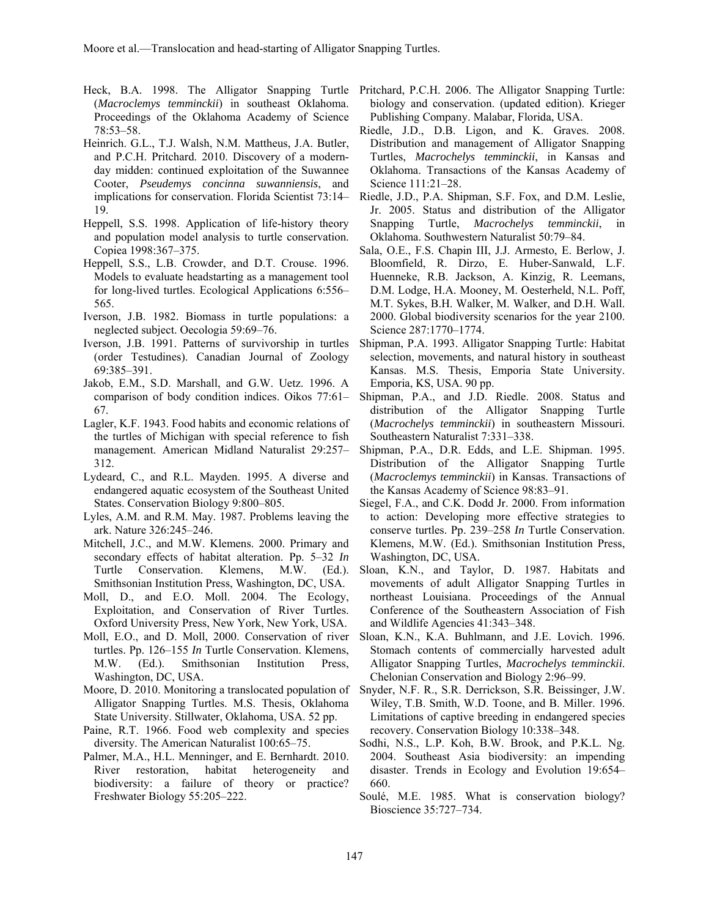Heck, B.A. 1998. The Alligator Snapping Turtle (*Macroclemys temminckii*) in southeast Oklahoma. Proceedings of the Oklahoma Academy of Science 78:53–58.

Heinrich. G.L., T.J. Walsh, N.M. Mattheus, J.A. Butler, and P.C.H. Pritchard. 2010. Discovery of a modern-day midden: continued exploitation of the Suwannee Cooter, *Pseudemys concinna suwanniensis*, and implications for conservation. Florida Scientist 73:14–19.

Heppell, S.S. 1998. Application of life-history theory and population model analysis to turtle conservation. Copiea 1998:367–375.

Heppell, S.S., L.B. Crowder, and D.T. Crouse. 1996. Models to evaluate headstarting as a management tool for long-lived turtles. Ecological Applications 6:556–565.

Iverson, J.B. 1982. Biomass in turtle populations: a neglected subject. Oecologia 59:69–76.

Iverson, J.B. 1991. Patterns of survivorship in turtles (order Testudines). Canadian Journal of Zoology 69:385–391.

Jakob, E.M., S.D. Marshall, and G.W. Uetz. 1996. A comparison of body condition indices. Oikos 77:61–67.

Lagler, K.F. 1943. Food habits and economic relations of the turtles of Michigan with special reference to fish management. American Midland Naturalist 29:257–312.

Lydeard, C., and R.L. Mayden. 1995. A diverse and endangered aquatic ecosystem of the Southeast United States. Conservation Biology 9:800–805.

Lyles, A.M. and R.M. May. 1987. Problems leaving the ark. Nature 326:245–246.

Mitchell, J.C., and M.W. Klemens. 2000. Primary and secondary effects of habitat alteration. Pp. 5–32 *In* Turtle Conservation. Klemens, M.W. (Ed.). Smithsonian Institution Press, Washington, DC, USA.

Moll, D., and E.O. Moll. 2004. The Ecology, Exploitation, and Conservation of River Turtles. Oxford University Press, New York, New York, USA.

Moll, E.O., and D. Moll, 2000. Conservation of river turtles. Pp. 126–155 *In* Turtle Conservation. Klemens, M.W. (Ed.). Smithsonian Institution Press, Washington, DC, USA.

Moore, D. 2010. Monitoring a translocated population of Alligator Snapping Turtles. M.S. Thesis, Oklahoma State University. Stillwater, Oklahoma, USA. 52 pp.

Paine, R.T. 1966. Food web complexity and species diversity. The American Naturalist 100:65–75.

Palmer, M.A., H.L. Menninger, and E. Bernhardt. 2010. River restoration, habitat heterogeneity and biodiversity: a failure of theory or practice? Freshwater Biology 55:205–222.

Pritchard, P.C.H. 2006. The Alligator Snapping Turtle: biology and conservation. (updated edition). Krieger Publishing Company. Malabar, Florida, USA.

Riedle, J.D., D.B. Ligon, and K. Graves. 2008. Distribution and management of Alligator Snapping Turtles, *Macrochelys temminckii*, in Kansas and Oklahoma. Transactions of the Kansas Academy of Science 111:21–28.

Riedle, J.D., P.A. Shipman, S.F. Fox, and D.M. Leslie, Jr. 2005. Status and distribution of the Alligator Snapping Turtle, *Macrochelys temminckii*, in Oklahoma. Southwestern Naturalist 50:79–84.

Sala, O.E., F.S. Chapin III, J.J. Armesto, E. Berlow, J. Bloomfield, R. Dirzo, E. Huber-Sanwald, L.F. Huenneke, R.B. Jackson, A. Kinzig, R. Leemans, D.M. Lodge, H.A. Mooney, M. Oesterheld, N.L. Poff, M.T. Sykes, B.H. Walker, M. Walker, and D.H. Wall. 2000. Global biodiversity scenarios for the year 2100. Science 287:1770–1774.

Shipman, P.A. 1993. Alligator Snapping Turtle: Habitat selection, movements, and natural history in southeast Kansas. M.S. Thesis, Emporia State University. Emporia, KS, USA. 90 pp.

Shipman, P.A., and J.D. Riedle. 2008. Status and distribution of the Alligator Snapping Turtle (*Macrochelys temminckii*) in southeastern Missouri. Southeastern Naturalist 7:331–338.

Shipman, P.A., D.R. Edds, and L.E. Shipman. 1995. Distribution of the Alligator Snapping Turtle (*Macroclemys temminckii*) in Kansas. Transactions of the Kansas Academy of Science 98:83–91.

Siegel, F.A., and C.K. Dodd Jr. 2000. From information to action: Developing more effective strategies to conserve turtles. Pp. 239–258 *In* Turtle Conservation. Klemens, M.W. (Ed.). Smithsonian Institution Press, Washington, DC, USA.

Sloan, K.N., and Taylor, D. 1987. Habitats and movements of adult Alligator Snapping Turtles in northeast Louisiana. Proceedings of the Annual Conference of the Southeastern Association of Fish and Wildlife Agencies 41:343–348.

Sloan, K.N., K.A. Buhlmann, and J.E. Lovich. 1996. Stomach contents of commercially harvested adult Alligator Snapping Turtles, *Macrochelys temminckii*. Chelonian Conservation and Biology 2:96–99.

Snyder, N.F. R., S.R. Derrickson, S.R. Beissinger, J.W. Wiley, T.B. Smith, W.D. Toone, and B. Miller. 1996. Limitations of captive breeding in endangered species recovery. Conservation Biology 10:338–348.

Sodhi, N.S., L.P. Koh, B.W. Brook, and P.K.L. Ng. 2004. Southeast Asia biodiversity: an impending disaster. Trends in Ecology and Evolution 19:654–660.

Soulé, M.E. 1985. What is conservation biology? Bioscience 35:727–734.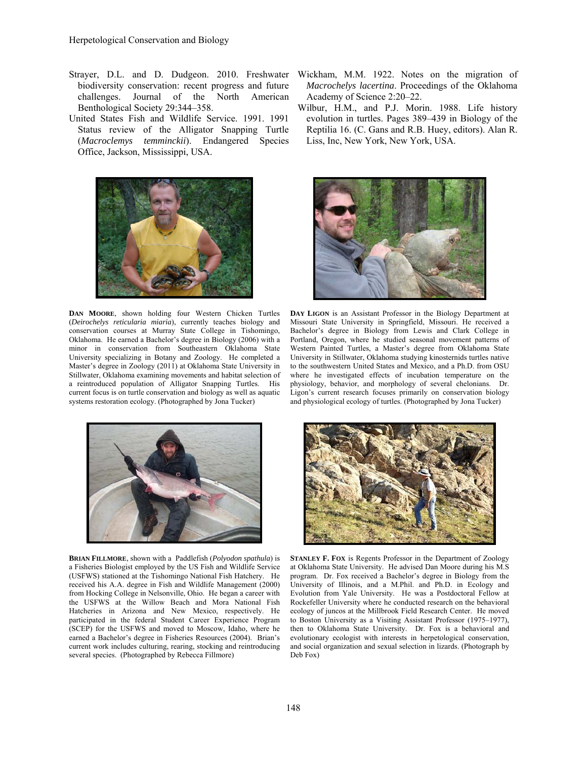Strayer, D.L. and D. Dudgeon. 2010. Freshwater biodiversity conservation: recent progress and future challenges. Journal of the North American Benthological Society 29:344–358.

United States Fish and Wildlife Service. 1991. 1991 Status review of the Alligator Snapping Turtle (*Macroclemys temminckii*). Endangered Species Office, Jackson, Mississippi, USA.

Wickham, M.M. 1922. Notes on the migration of *Macrochelys lacertina*. Proceedings of the Oklahoma Academy of Science 2:20–22.

Wilbur, H.M., and P.J. Morin. 1988. Life history evolution in turtles. Pages 389–439 in Biology of the Reptilia 16. (C. Gans and R.B. Huey, editors). Alan R. Liss, Inc, New York, New York, USA.

**DAN MOORE**, shown holding four Western Chicken Turtles (*Deirochelys reticularia miaria*), currently teaches biology and conservation courses at Murray State College in Tishomingo, Oklahoma. He earned a Bachelor's degree in Biology (2006) with a minor in conservation from Southeastern Oklahoma State University specializing in Botany and Zoology. He completed a Master's degree in Zoology (2011) at Oklahoma State University in Stillwater, Oklahoma examining movements and habitat selection of a reintroduced population of Alligator Snapping Turtles. His current focus is on turtle conservation and biology as well as aquatic systems restoration ecology. (Photographed by Jona Tucker)

**DAY LIGON** is an Assistant Professor in the Biology Department at Missouri State University in Springfield, Missouri. He received a Bachelor's degree in Biology from Lewis and Clark College in Portland, Oregon, where he studied seasonal movement patterns of Western Painted Turtles, a Master's degree from Oklahoma State University in Stillwater, Oklahoma studying kinosternids turtles native to the southwestern United States and Mexico, and a Ph.D. from OSU where he investigated effects of incubation temperature on the physiology, behavior, and morphology of several chelonians. Dr. Ligon's current research focuses primarily on conservation biology and physiological ecology of turtles. (Photographed by Jona Tucker)

**BRIAN FILLMORE**, shown with a Paddlefish (*Polyodon spathula*) is a Fisheries Biologist employed by the US Fish and Wildlife Service (USFWS) stationed at the Tishomingo National Fish Hatchery. He received his A.A. degree in Fish and Wildlife Management (2000) from Hocking College in Nelsonville, Ohio. He began a career with the USFWS at the Willow Beach and Mora National Fish Hatcheries in Arizona and New Mexico, respectively. He participated in the federal Student Career Experience Program (SCEP) for the USFWS and moved to Moscow, Idaho, where he earned a Bachelor's degree in Fisheries Resources (2004). Brian's current work includes culturing, rearing, stocking and reintroducing several species. (Photographed by Rebecca Fillmore)

**STANLEY F. FOX** is Regents Professor in the Department of Zoology at Oklahoma State University. He advised Dan Moore during his M.S program. Dr. Fox received a Bachelor's degree in Biology from the University of Illinois, and a M.Phil. and Ph.D. in Ecology and Evolution from Yale University. He was a Postdoctoral Fellow at Rockefeller University where he conducted research on the behavioral ecology of juncos at the Millbrook Field Research Center. He moved to Boston University as a Visiting Assistant Professor (1975–1977), then to Oklahoma State University. Dr. Fox is a behavioral and evolutionary ecologist with interests in herpetological conservation, and social organization and sexual selection in lizards. (Photograph by Deb Fox)